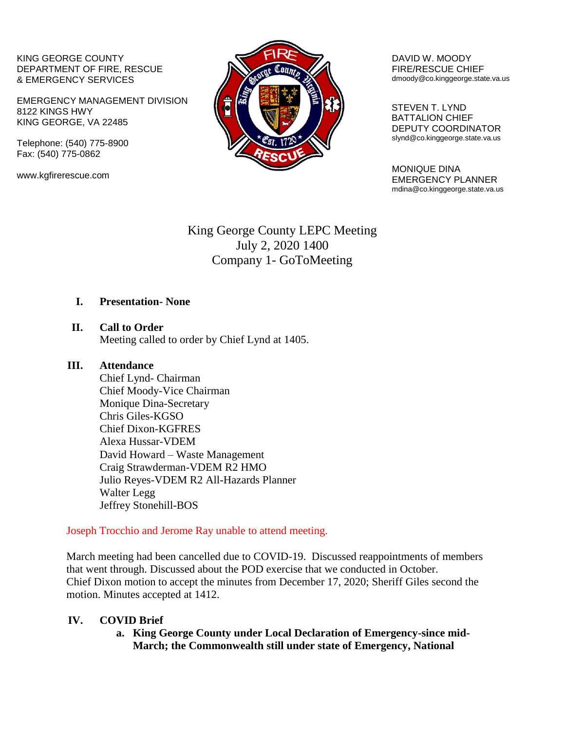KING GEORGE COUNTY
DEPARTMENT OF FIRE, RESCUE
& EMERGENCY SERVICES

EMERGENCY MANAGEMENT DIVISION
8122 KINGS HWY
KING GEORGE, VA 22485

Telephone: (540) 775-8900
Fax: (540) 775-0862

www.kgfirerescue.com

DAVID W. MOODY
FIRE/RESCUE CHIEF
dmoody@co.kinggeorge.state.va.us

STEVEN T. LYND
BATTALION CHIEF
DEPUTY COORDINATOR
slynd@co.kinggeorge.state.va.us

MONIQUE DINA
EMERGENCY PLANNER
mdina@co.kinggeorge.state.va.us

# King George County LEPC Meeting
## July 2, 2020 1400
## Company 1- GoToMeeting

**I. Presentation- None**

**II. Call to Order**

Meeting called to order by Chief Lynd at 1405.

**III. Attendance**

Chief Lynd- Chairman
Chief Moody-Vice Chairman
Monique Dina-Secretary
Chris Giles-KGSO
Chief Dixon-KGFRES
Alexa Hussar-VDEM
David Howard – Waste Management
Craig Strawderman-VDEM R2 HMO
Julio Reyes-VDEM R2 All-Hazards Planner
Walter Legg
Jeffrey Stonehill-BOS

Joseph Trocchio and Jerome Ray unable to attend meeting.

March meeting had been cancelled due to COVID-19. Discussed reappointments of members that went through. Discussed about the POD exercise that we conducted in October. Chief Dixon motion to accept the minutes from December 17, 2020; Sheriff Giles second the motion. Minutes accepted at 1412.

**IV. COVID Brief**

a. **King George County under Local Declaration of Emergency-since mid-March; the Commonwealth still under state of Emergency, National**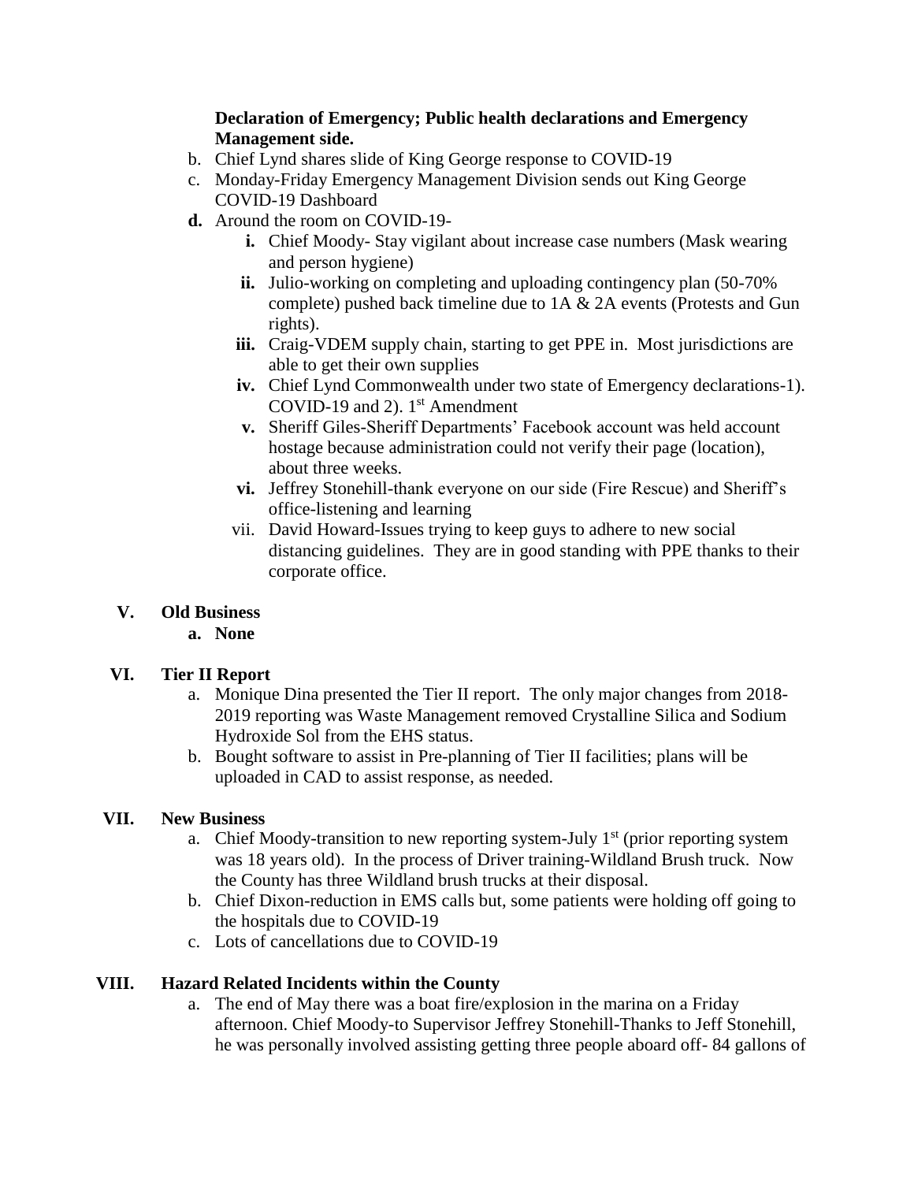**Declaration of Emergency; Public health declarations and Emergency Management side.**

b. Chief Lynd shares slide of King George response to COVID-19
c. Monday-Friday Emergency Management Division sends out King George COVID-19 Dashboard
**d.** Around the room on COVID-19-
   **i.** Chief Moody- Stay vigilant about increase case numbers (Mask wearing and person hygiene)
   **ii.** Julio-working on completing and uploading contingency plan (50-70% complete) pushed back timeline due to 1A & 2A events (Protests and Gun rights).
   **iii.** Craig-VDEM supply chain, starting to get PPE in. Most jurisdictions are able to get their own supplies
   **iv.** Chief Lynd Commonwealth under two state of Emergency declarations-1). COVID-19 and 2). 1st Amendment
   **v.** Sheriff Giles-Sheriff Departments' Facebook account was held account hostage because administration could not verify their page (location), about three weeks.
   **vi.** Jeffrey Stonehill-thank everyone on our side (Fire Rescue) and Sheriff's office-listening and learning
   vii. David Howard-Issues trying to keep guys to adhere to new social distancing guidelines. They are in good standing with PPE thanks to their corporate office.

## V. Old Business

**a. None**

## VI. Tier II Report

a. Monique Dina presented the Tier II report. The only major changes from 2018-2019 reporting was Waste Management removed Crystalline Silica and Sodium Hydroxide Sol from the EHS status.
b. Bought software to assist in Pre-planning of Tier II facilities; plans will be uploaded in CAD to assist response, as needed.

## VII. New Business

a. Chief Moody-transition to new reporting system-July 1st (prior reporting system was 18 years old). In the process of Driver training-Wildland Brush truck. Now the County has three Wildland brush trucks at their disposal.
b. Chief Dixon-reduction in EMS calls but, some patients were holding off going to the hospitals due to COVID-19
c. Lots of cancellations due to COVID-19

## VIII. Hazard Related Incidents within the County

a. The end of May there was a boat fire/explosion in the marina on a Friday afternoon. Chief Moody-to Supervisor Jeffrey Stonehill-Thanks to Jeff Stonehill, he was personally involved assisting getting three people aboard off- 84 gallons of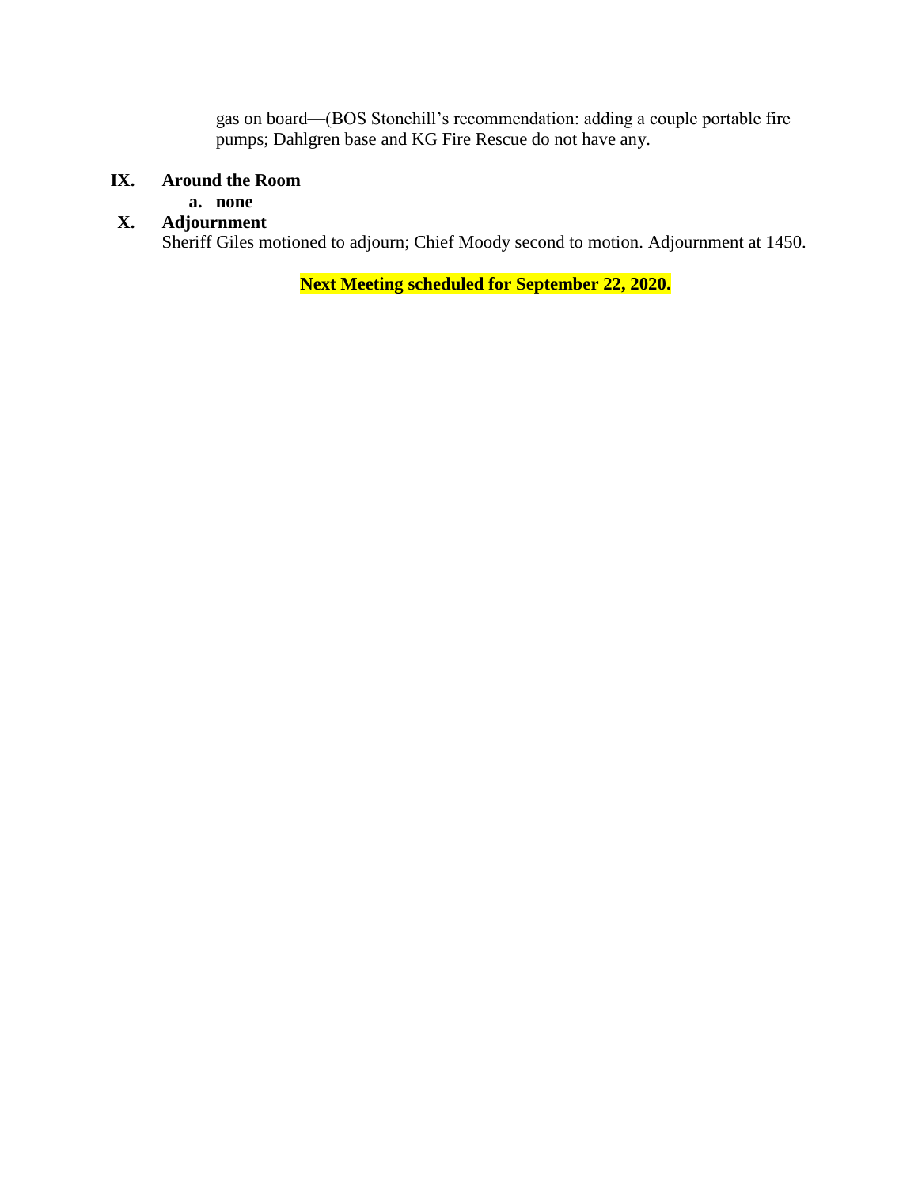gas on board—(BOS Stonehill's recommendation: adding a couple portable fire pumps; Dahlgren base and KG Fire Rescue do not have any.

## IX. Around the Room

a. **none**

## X. Adjournment

Sheriff Giles motioned to adjourn; Chief Moody second to motion. Adjournment at 1450.

**Next Meeting scheduled for September 22, 2020.**